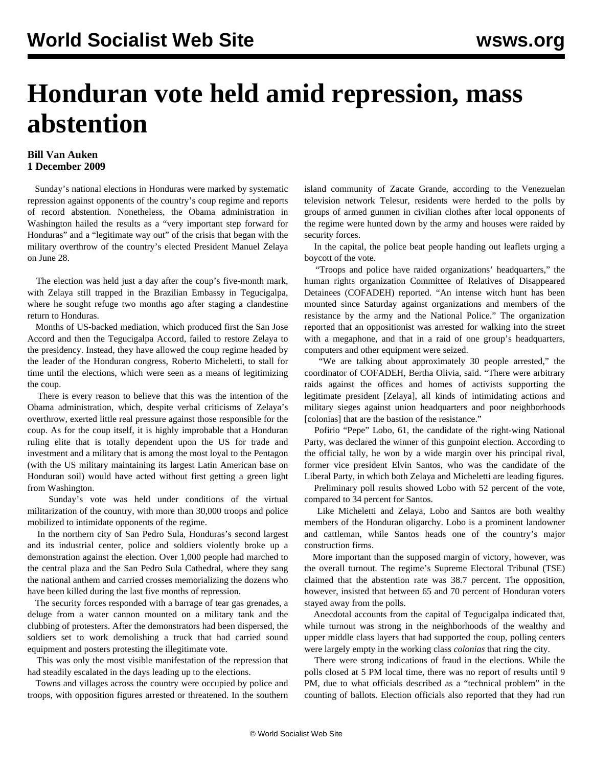# Honduran vote held amid repression, mass abstention

**Bill Van Auken**
**1 December 2009**

Sunday's national elections in Honduras were marked by systematic repression against opponents of the country's coup regime and reports of record abstention. Nonetheless, the Obama administration in Washington hailed the results as a "very important step forward for Honduras" and a "legitimate way out" of the crisis that began with the military overthrow of the country's elected President Manuel Zelaya on June 28.

The election was held just a day after the coup's five-month mark, with Zelaya still trapped in the Brazilian Embassy in Tegucigalpa, where he sought refuge two months ago after staging a clandestine return to Honduras.

Months of US-backed mediation, which produced first the San Jose Accord and then the Tegucigalpa Accord, failed to restore Zelaya to the presidency. Instead, they have allowed the coup regime headed by the leader of the Honduran congress, Roberto Micheletti, to stall for time until the elections, which were seen as a means of legitimizing the coup.

There is every reason to believe that this was the intention of the Obama administration, which, despite verbal criticisms of Zelaya's overthrow, exerted little real pressure against those responsible for the coup. As for the coup itself, it is highly improbable that a Honduran ruling elite that is totally dependent upon the US for trade and investment and a military that is among the most loyal to the Pentagon (with the US military maintaining its largest Latin American base on Honduran soil) would have acted without first getting a green light from Washington.

Sunday's vote was held under conditions of the virtual militarization of the country, with more than 30,000 troops and police mobilized to intimidate opponents of the regime.

In the northern city of San Pedro Sula, Honduras's second largest and its industrial center, police and soldiers violently broke up a demonstration against the election. Over 1,000 people had marched to the central plaza and the San Pedro Sula Cathedral, where they sang the national anthem and carried crosses memorializing the dozens who have been killed during the last five months of repression.

The security forces responded with a barrage of tear gas grenades, a deluge from a water cannon mounted on a military tank and the clubbing of protesters. After the demonstrators had been dispersed, the soldiers set to work demolishing a truck that had carried sound equipment and posters protesting the illegitimate vote.

This was only the most visible manifestation of the repression that had steadily escalated in the days leading up to the elections.

Towns and villages across the country were occupied by police and troops, with opposition figures arrested or threatened. In the southern island community of Zacate Grande, according to the Venezuelan television network Telesur, residents were herded to the polls by groups of armed gunmen in civilian clothes after local opponents of the regime were hunted down by the army and houses were raided by security forces.

In the capital, the police beat people handing out leaflets urging a boycott of the vote.

"Troops and police have raided organizations' headquarters," the human rights organization Committee of Relatives of Disappeared Detainees (COFADEH) reported. "An intense witch hunt has been mounted since Saturday against organizations and members of the resistance by the army and the National Police." The organization reported that an oppositionist was arrested for walking into the street with a megaphone, and that in a raid of one group's headquarters, computers and other equipment were seized.

"We are talking about approximately 30 people arrested," the coordinator of COFADEH, Bertha Olivia, said. "There were arbitrary raids against the offices and homes of activists supporting the legitimate president [Zelaya], all kinds of intimidating actions and military sieges against union headquarters and poor neighborhoods [colonias] that are the bastion of the resistance."

Pofirio "Pepe" Lobo, 61, the candidate of the right-wing National Party, was declared the winner of this gunpoint election. According to the official tally, he won by a wide margin over his principal rival, former vice president Elvin Santos, who was the candidate of the Liberal Party, in which both Zelaya and Micheletti are leading figures.

Preliminary poll results showed Lobo with 52 percent of the vote, compared to 34 percent for Santos.

Like Micheletti and Zelaya, Lobo and Santos are both wealthy members of the Honduran oligarchy. Lobo is a prominent landowner and cattleman, while Santos heads one of the country's major construction firms.

More important than the supposed margin of victory, however, was the overall turnout. The regime's Supreme Electoral Tribunal (TSE) claimed that the abstention rate was 38.7 percent. The opposition, however, insisted that between 65 and 70 percent of Honduran voters stayed away from the polls.

Anecdotal accounts from the capital of Tegucigalpa indicated that, while turnout was strong in the neighborhoods of the wealthy and upper middle class layers that had supported the coup, polling centers were largely empty in the working class *colonias* that ring the city.

There were strong indications of fraud in the elections. While the polls closed at 5 PM local time, there was no report of results until 9 PM, due to what officials described as a "technical problem" in the counting of ballots. Election officials also reported that they had run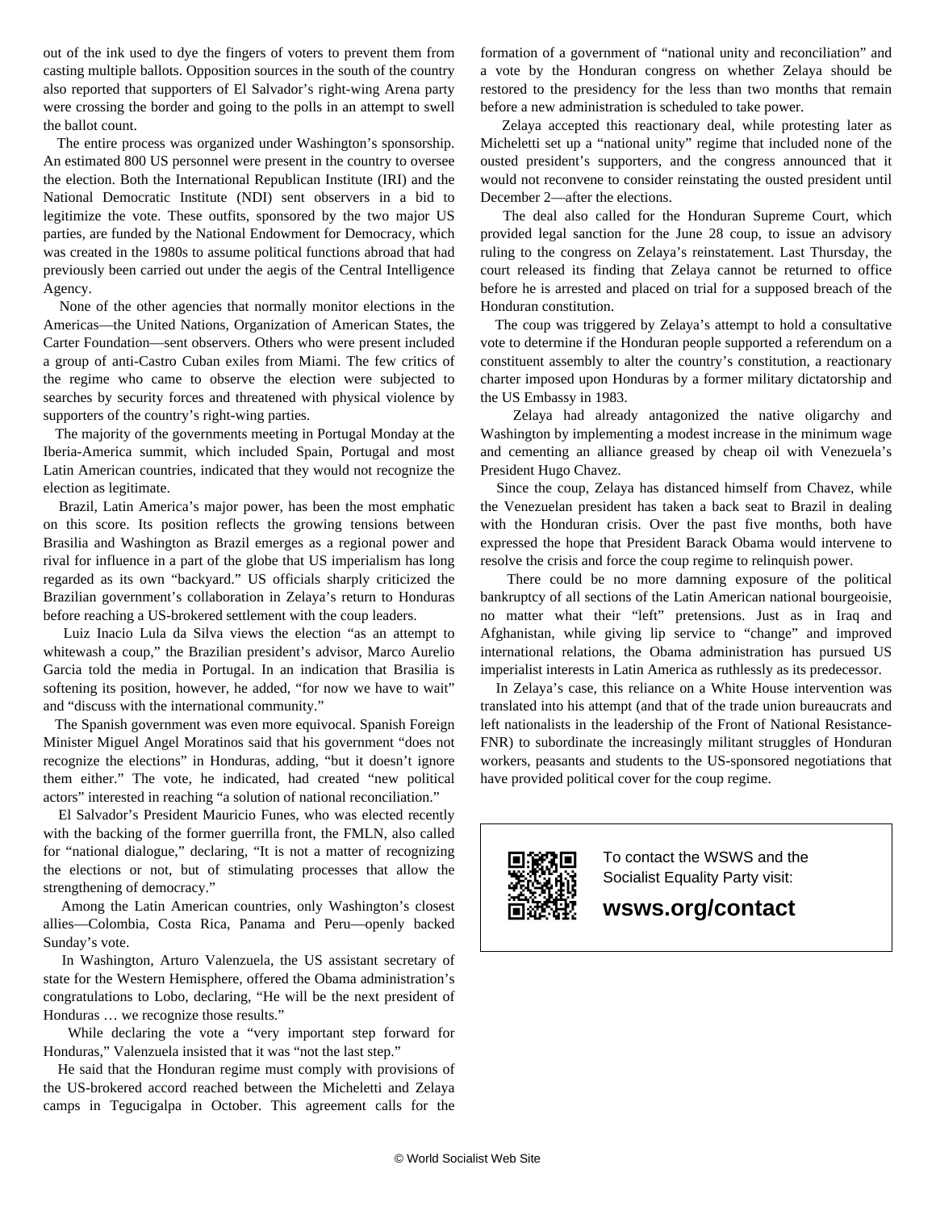out of the ink used to dye the fingers of voters to prevent them from casting multiple ballots. Opposition sources in the south of the country also reported that supporters of El Salvador's right-wing Arena party were crossing the border and going to the polls in an attempt to swell the ballot count.

The entire process was organized under Washington's sponsorship. An estimated 800 US personnel were present in the country to oversee the election. Both the International Republican Institute (IRI) and the National Democratic Institute (NDI) sent observers in a bid to legitimize the vote. These outfits, sponsored by the two major US parties, are funded by the National Endowment for Democracy, which was created in the 1980s to assume political functions abroad that had previously been carried out under the aegis of the Central Intelligence Agency.

None of the other agencies that normally monitor elections in the Americas—the United Nations, Organization of American States, the Carter Foundation—sent observers. Others who were present included a group of anti-Castro Cuban exiles from Miami. The few critics of the regime who came to observe the election were subjected to searches by security forces and threatened with physical violence by supporters of the country's right-wing parties.

The majority of the governments meeting in Portugal Monday at the Iberia-America summit, which included Spain, Portugal and most Latin American countries, indicated that they would not recognize the election as legitimate.

Brazil, Latin America's major power, has been the most emphatic on this score. Its position reflects the growing tensions between Brasilia and Washington as Brazil emerges as a regional power and rival for influence in a part of the globe that US imperialism has long regarded as its own "backyard." US officials sharply criticized the Brazilian government's collaboration in Zelaya's return to Honduras before reaching a US-brokered settlement with the coup leaders.

Luiz Inacio Lula da Silva views the election "as an attempt to whitewash a coup," the Brazilian president's advisor, Marco Aurelio Garcia told the media in Portugal. In an indication that Brasilia is softening its position, however, he added, "for now we have to wait" and "discuss with the international community."

The Spanish government was even more equivocal. Spanish Foreign Minister Miguel Angel Moratinos said that his government "does not recognize the elections" in Honduras, adding, "but it doesn't ignore them either." The vote, he indicated, had created "new political actors" interested in reaching "a solution of national reconciliation."

El Salvador's President Mauricio Funes, who was elected recently with the backing of the former guerrilla front, the FMLN, also called for "national dialogue," declaring, "It is not a matter of recognizing the elections or not, but of stimulating processes that allow the strengthening of democracy."

Among the Latin American countries, only Washington's closest allies—Colombia, Costa Rica, Panama and Peru—openly backed Sunday's vote.

In Washington, Arturo Valenzuela, the US assistant secretary of state for the Western Hemisphere, offered the Obama administration's congratulations to Lobo, declaring, "He will be the next president of Honduras … we recognize those results."

While declaring the vote a "very important step forward for Honduras," Valenzuela insisted that it was "not the last step."

He said that the Honduran regime must comply with provisions of the US-brokered accord reached between the Micheletti and Zelaya camps in Tegucigalpa in October. This agreement calls for the formation of a government of "national unity and reconciliation" and a vote by the Honduran congress on whether Zelaya should be restored to the presidency for the less than two months that remain before a new administration is scheduled to take power.

Zelaya accepted this reactionary deal, while protesting later as Micheletti set up a "national unity" regime that included none of the ousted president's supporters, and the congress announced that it would not reconvene to consider reinstating the ousted president until December 2—after the elections.

The deal also called for the Honduran Supreme Court, which provided legal sanction for the June 28 coup, to issue an advisory ruling to the congress on Zelaya's reinstatement. Last Thursday, the court released its finding that Zelaya cannot be returned to office before he is arrested and placed on trial for a supposed breach of the Honduran constitution.

The coup was triggered by Zelaya's attempt to hold a consultative vote to determine if the Honduran people supported a referendum on a constituent assembly to alter the country's constitution, a reactionary charter imposed upon Honduras by a former military dictatorship and the US Embassy in 1983.

Zelaya had already antagonized the native oligarchy and Washington by implementing a modest increase in the minimum wage and cementing an alliance greased by cheap oil with Venezuela's President Hugo Chavez.

Since the coup, Zelaya has distanced himself from Chavez, while the Venezuelan president has taken a back seat to Brazil in dealing with the Honduran crisis. Over the past five months, both have expressed the hope that President Barack Obama would intervene to resolve the crisis and force the coup regime to relinquish power.

There could be no more damning exposure of the political bankruptcy of all sections of the Latin American national bourgeoisie, no matter what their "left" pretensions. Just as in Iraq and Afghanistan, while giving lip service to "change" and improved international relations, the Obama administration has pursued US imperialist interests in Latin America as ruthlessly as its predecessor.

In Zelaya's case, this reliance on a White House intervention was translated into his attempt (and that of the trade union bureaucrats and left nationalists in the leadership of the Front of National Resistance-FNR) to subordinate the increasingly militant struggles of Honduran workers, peasants and students to the US-sponsored negotiations that have provided political cover for the coup regime.

To contact the WSWS and the Socialist Equality Party visit:

**wsws.org/contact**